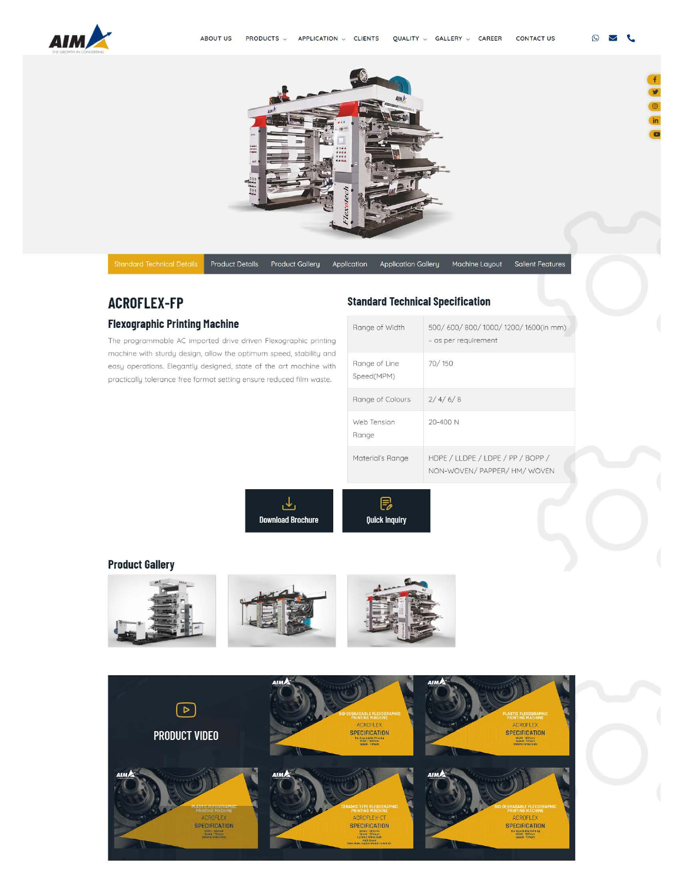ABOUT US | PRODUCTS | APPLICATION | CLIENTS | QUALITY | GALLERY | CAREER | CONTACT US

Standard Technical Details | Product Details | Product Gallery | Application | Application Gallery | Machine Layout | Salient Features

# ACROFLEX-FP

## Flexographic Printing Machine

The programmable AC imported drive driven Flexographic printing machine with sturdy design, allow the optimum speed, stability and easy operations. Elegantly designed, state of the art machine with practically tolerance free format setting ensure reduced film waste.

## Standard Technical Specification

| | |
|---|---|
| Range of Width | 500/ 600/ 800/ 1000/ 1200/ 1600(in mm) – as per requirement |
| Range of Line Speed(MPM) | 70/ 150 |
| Range of Colours | 2/ 4/ 6/ 8 |
| Web Tension Range | 20-400 N |
| Material's Range | HDPE / LLDPE / LDPE / PP / BOPP / NON-WOVEN/ PAPPER/ HM/ WOVEN |

Download Brochure

Quick Inquiry

## Product Gallery

## PRODUCT VIDEO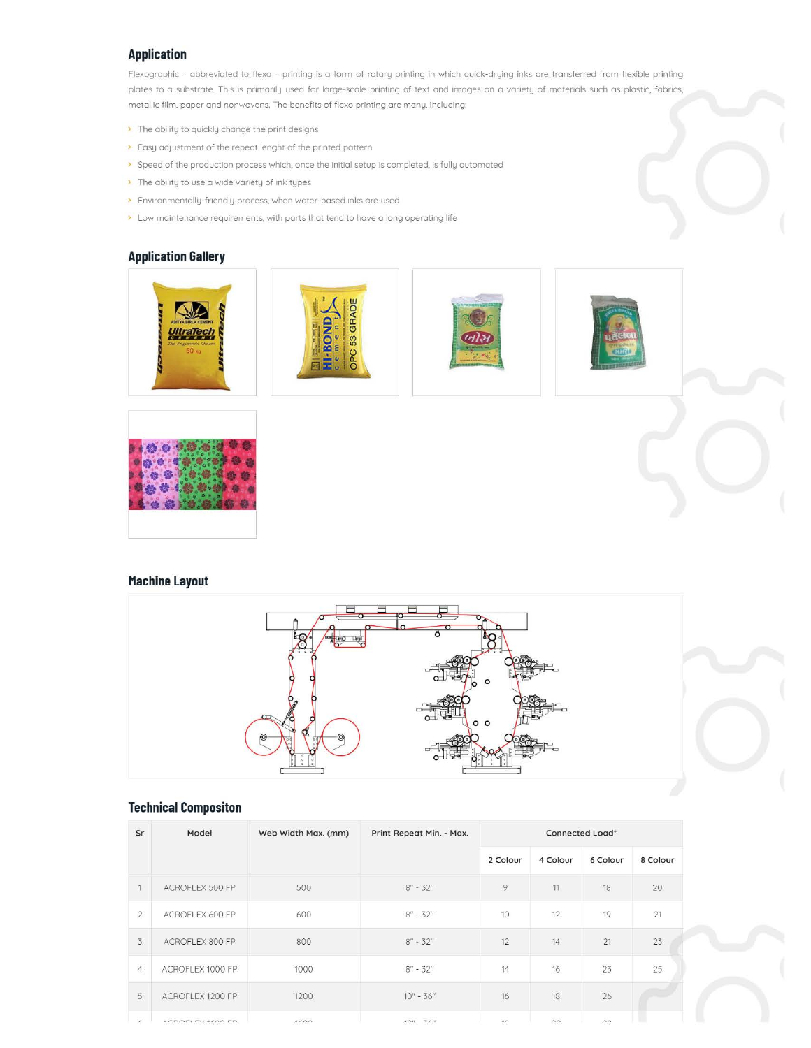## Application

Flexographic – abbreviated to flexo – printing is a form of rotary printing in which quick-drying inks are transferred from flexible printing plates to a substrate. This is primarily used for large-scale printing of text and images on a variety of materials such as plastic, fabrics, metallic film, paper and nonwovens. The benefits of flexo printing are many, including:

- The ability to quickly change the print designs
- Easy adjustment of the repeat lenght of the printed pattern
- Speed of the production process which, once the initial setup is completed, is fully automated
- The ability to use a wide variety of ink types
- Environmentally-friendly process, when water-based inks are used
- Low maintenance requirements, with parts that tend to have a long operating life

## Application Gallery

## Machine Layout

## Technical Compositon

| Sr | Model | Web Width Max. (mm) | Print Repeat Min. - Max. | Connected Load* | | | |
|---|---|---|---|---|---|---|---|
| | | | | 2 Colour | 4 Colour | 6 Colour | 8 Colour |
| 1 | ACROFLEX 500 FP | 500 | 8" - 32" | 9 | 11 | 18 | 20 |
| 2 | ACROFLEX 600 FP | 600 | 8" - 32" | 10 | 12 | 19 | 21 |
| 3 | ACROFLEX 800 FP | 800 | 8" - 32" | 12 | 14 | 21 | 23 |
| 4 | ACROFLEX 1000 FP | 1000 | 8" - 32" | 14 | 16 | 23 | 25 |
| 5 | ACROFLEX 1200 FP | 1200 | 10" - 36" | 16 | 18 | 26 | |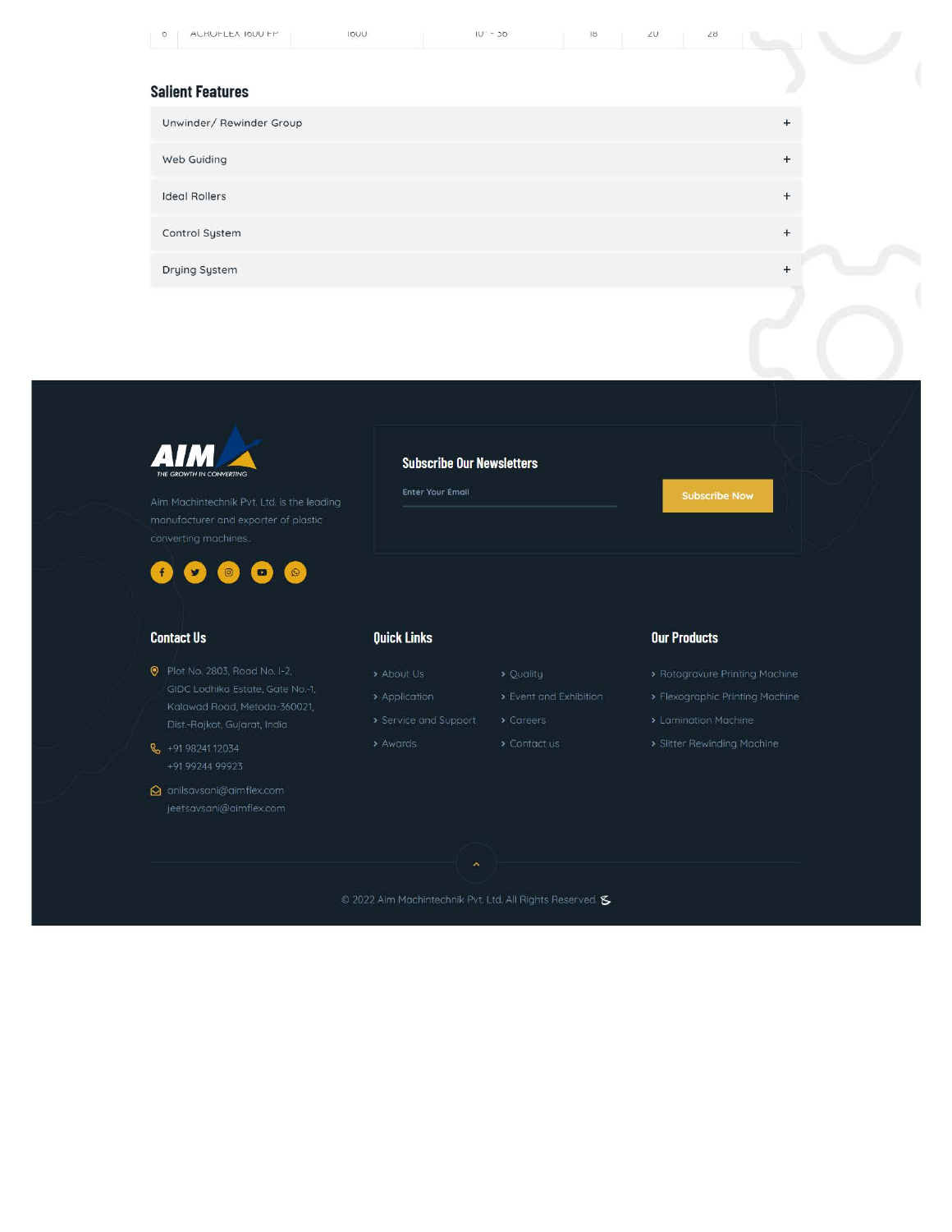| | | | | | | |
|---|---|---|---|---|---|---|
| 6 | ACROFLEX 1600 FP | 1600 | 10" - 36" | 18 | 20 | 28 |

## Salient Features

- Unwinder/ Rewinder Group +
- Web Guiding +
- Ideal Rollers +
- Control System +
- Drying System +

AIM
THE GROWTH IN CONVERTING

Aim Machintechnik Pvt. Ltd. is the leading manufacturer and exporter of plastic converting machines.

### Subscribe Our Newsletters

Enter Your Email

Subscribe Now

### Contact Us

Plot No. 2803, Road No. I-2, GIDC Lodhika Estate, Gate No.-1, Kalawad Road, Metoda-360021, Dist.-Rajkot, Gujarat, India

+91 98241 12034
+91 99244 99923

anilsavsani@aimflex.com
jeetsavsani@aimflex.com

### Quick Links

- About Us
- Application
- Service and Support
- Awards
- Quality
- Event and Exhibition
- Careers
- Contact us

### Our Products

- Rotogravure Printing Machine
- Flexographic Printing Machine
- Lamination Machine
- Slitter Rewinding Machine

© 2022 Aim Machintechnik Pvt. Ltd. All Rights Reserved.